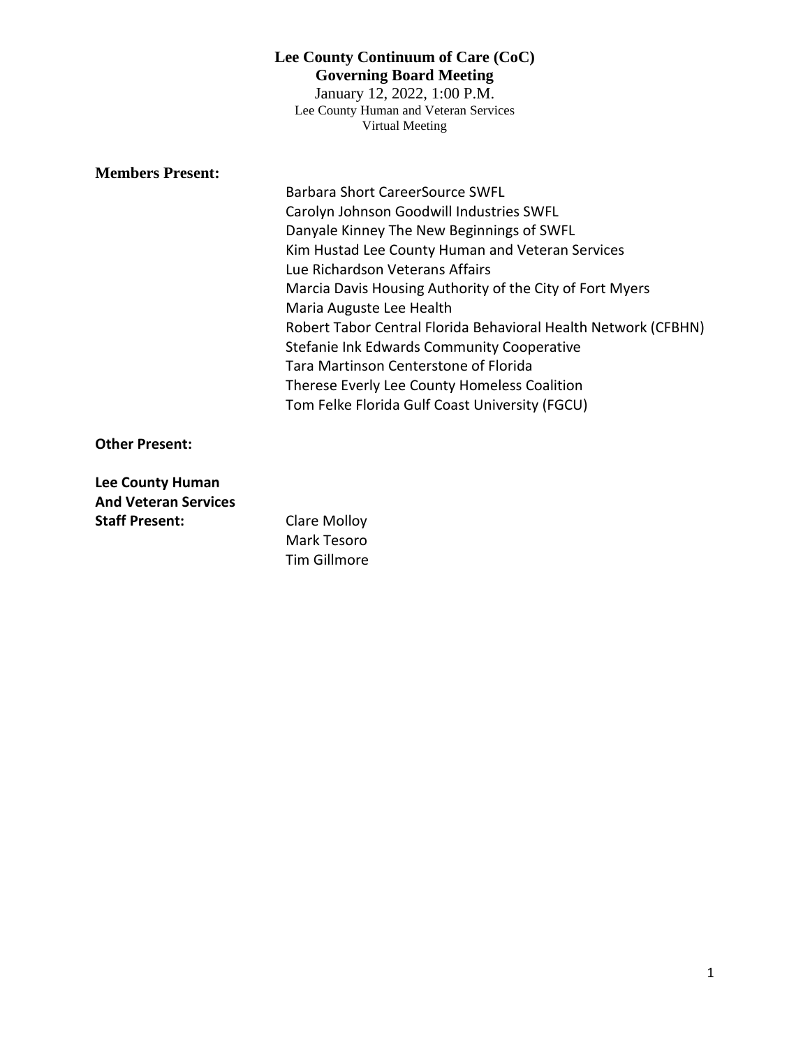# Lee County Continuum of Care (CoC)
## Governing Board Meeting

January 12, 2022, 1:00 P.M.
Lee County Human and Veteran Services
Virtual Meeting

**Members Present:**

Barbara Short CareerSource SWFL
Carolyn Johnson Goodwill Industries SWFL
Danyale Kinney The New Beginnings of SWFL
Kim Hustad Lee County Human and Veteran Services
Lue Richardson Veterans Affairs
Marcia Davis Housing Authority of the City of Fort Myers
Maria Auguste Lee Health
Robert Tabor Central Florida Behavioral Health Network (CFBHN)
Stefanie Ink Edwards Community Cooperative
Tara Martinson Centerstone of Florida
Therese Everly Lee County Homeless Coalition
Tom Felke Florida Gulf Coast University (FGCU)

**Other Present:**

**Lee County Human And Veteran Services Staff Present:**

Clare Molloy
Mark Tesoro
Tim Gillmore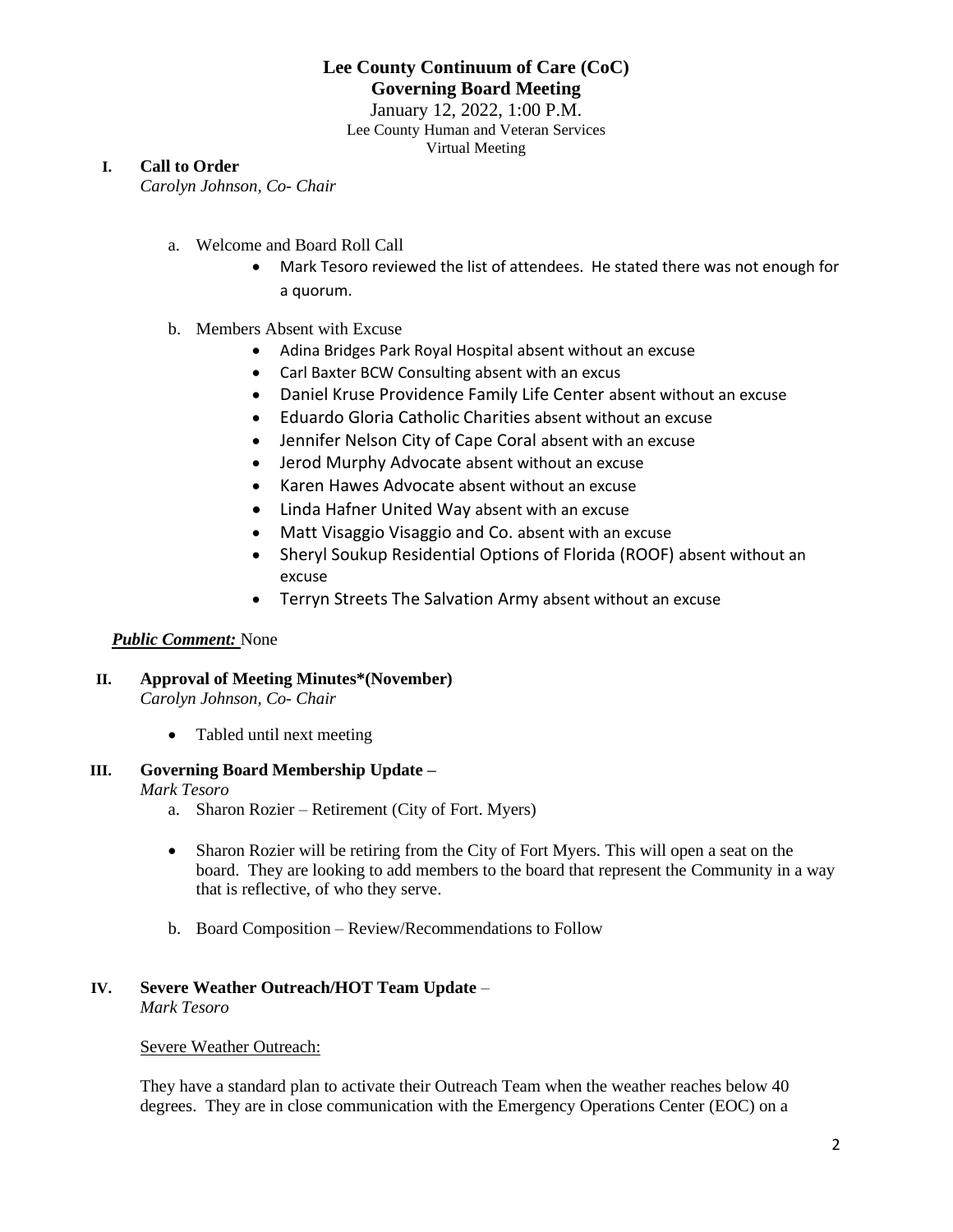# Lee County Continuum of Care (CoC)
## Governing Board Meeting

January 12, 2022, 1:00 P.M.
Lee County Human and Veteran Services
Virtual Meeting

**I. Call to Order**
*Carolyn Johnson, Co- Chair*

a. Welcome and Board Roll Call
- Mark Tesoro reviewed the list of attendees. He stated there was not enough for a quorum.

b. Members Absent with Excuse
- Adina Bridges Park Royal Hospital absent without an excuse
- Carl Baxter BCW Consulting absent with an excus
- Daniel Kruse Providence Family Life Center absent without an excuse
- Eduardo Gloria Catholic Charities absent without an excuse
- Jennifer Nelson City of Cape Coral absent with an excuse
- Jerod Murphy Advocate absent without an excuse
- Karen Hawes Advocate absent without an excuse
- Linda Hafner United Way absent with an excuse
- Matt Visaggio Visaggio and Co. absent with an excuse
- Sheryl Soukup Residential Options of Florida (ROOF) absent without an excuse
- Terryn Streets The Salvation Army absent without an excuse

***Public Comment:*** None

**II. Approval of Meeting Minutes*(November)**
*Carolyn Johnson, Co- Chair*

- Tabled until next meeting

**III. Governing Board Membership Update –**
*Mark Tesoro*

a. Sharon Rozier – Retirement (City of Fort. Myers)

- Sharon Rozier will be retiring from the City of Fort Myers. This will open a seat on the board. They are looking to add members to the board that represent the Community in a way that is reflective, of who they serve.

b. Board Composition – Review/Recommendations to Follow

**IV. Severe Weather Outreach/HOT Team Update** –
*Mark Tesoro*

Severe Weather Outreach:

They have a standard plan to activate their Outreach Team when the weather reaches below 40 degrees. They are in close communication with the Emergency Operations Center (EOC) on a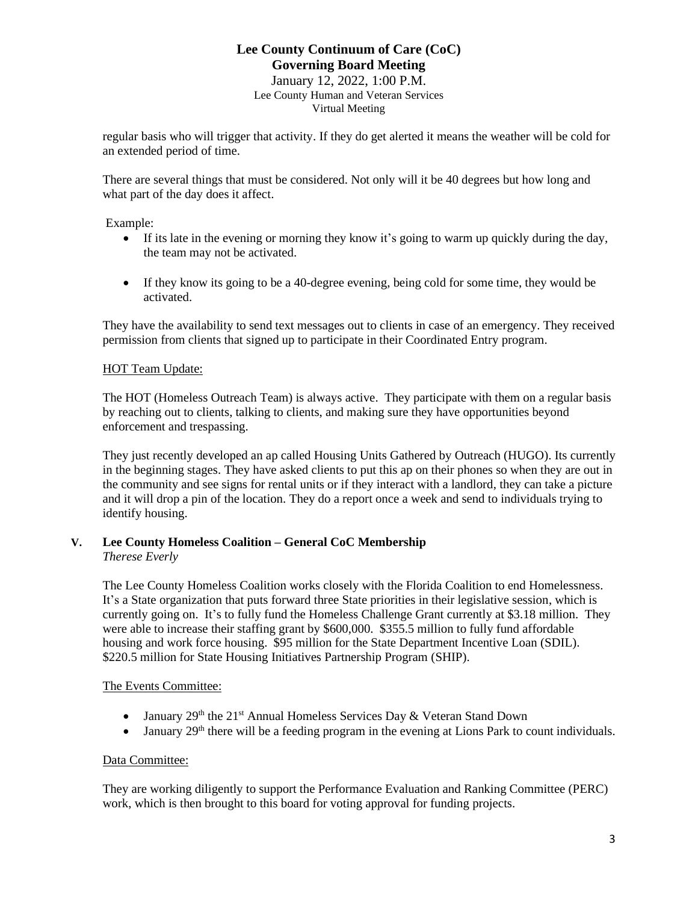regular basis who will trigger that activity. If they do get alerted it means the weather will be cold for an extended period of time.

There are several things that must be considered. Not only will it be 40 degrees but how long and what part of the day does it affect.

Example:

- If its late in the evening or morning they know it's going to warm up quickly during the day, the team may not be activated.
- If they know its going to be a 40-degree evening, being cold for some time, they would be activated.

They have the availability to send text messages out to clients in case of an emergency. They received permission from clients that signed up to participate in their Coordinated Entry program.

HOT Team Update:

The HOT (Homeless Outreach Team) is always active. They participate with them on a regular basis by reaching out to clients, talking to clients, and making sure they have opportunities beyond enforcement and trespassing.

They just recently developed an ap called Housing Units Gathered by Outreach (HUGO). Its currently in the beginning stages. They have asked clients to put this ap on their phones so when they are out in the community and see signs for rental units or if they interact with a landlord, they can take a picture and it will drop a pin of the location. They do a report once a week and send to individuals trying to identify housing.

## V. Lee County Homeless Coalition – General CoC Membership

*Therese Everly*

The Lee County Homeless Coalition works closely with the Florida Coalition to end Homelessness. It's a State organization that puts forward three State priorities in their legislative session, which is currently going on. It's to fully fund the Homeless Challenge Grant currently at $3.18 million. They were able to increase their staffing grant by $600,000. $355.5 million to fully fund affordable housing and work force housing. $95 million for the State Department Incentive Loan (SDIL). $220.5 million for State Housing Initiatives Partnership Program (SHIP).

The Events Committee:

- January 29th the 21st Annual Homeless Services Day & Veteran Stand Down
- January 29th there will be a feeding program in the evening at Lions Park to count individuals.

Data Committee:

They are working diligently to support the Performance Evaluation and Ranking Committee (PERC) work, which is then brought to this board for voting approval for funding projects.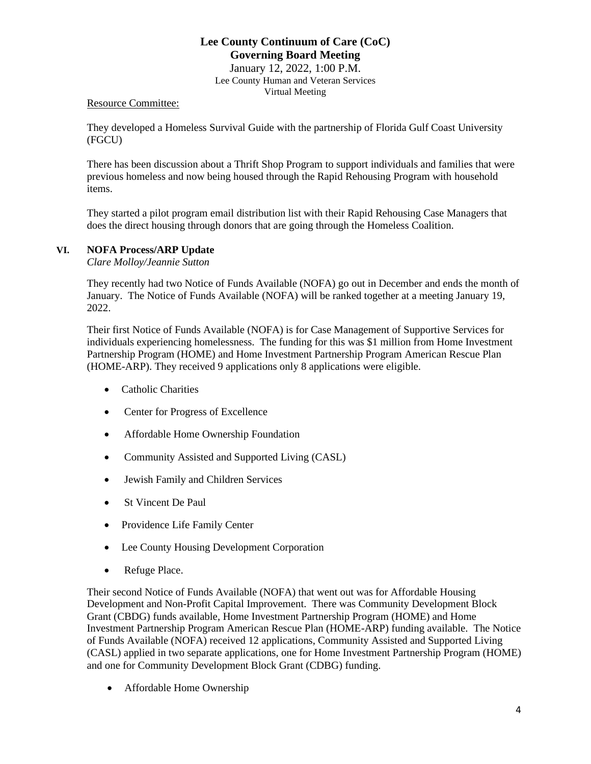Resource Committee:

They developed a Homeless Survival Guide with the partnership of Florida Gulf Coast University (FGCU)

There has been discussion about a Thrift Shop Program to support individuals and families that were previous homeless and now being housed through the Rapid Rehousing Program with household items.

They started a pilot program email distribution list with their Rapid Rehousing Case Managers that does the direct housing through donors that are going through the Homeless Coalition.

## VI. NOFA Process/ARP Update

*Clare Molloy/Jeannie Sutton*

They recently had two Notice of Funds Available (NOFA) go out in December and ends the month of January. The Notice of Funds Available (NOFA) will be ranked together at a meeting January 19, 2022.

Their first Notice of Funds Available (NOFA) is for Case Management of Supportive Services for individuals experiencing homelessness. The funding for this was $1 million from Home Investment Partnership Program (HOME) and Home Investment Partnership Program American Rescue Plan (HOME-ARP). They received 9 applications only 8 applications were eligible.

- Catholic Charities
- Center for Progress of Excellence
- Affordable Home Ownership Foundation
- Community Assisted and Supported Living (CASL)
- Jewish Family and Children Services
- St Vincent De Paul
- Providence Life Family Center
- Lee County Housing Development Corporation
- Refuge Place.

Their second Notice of Funds Available (NOFA) that went out was for Affordable Housing Development and Non-Profit Capital Improvement. There was Community Development Block Grant (CBDG) funds available, Home Investment Partnership Program (HOME) and Home Investment Partnership Program American Rescue Plan (HOME-ARP) funding available. The Notice of Funds Available (NOFA) received 12 applications, Community Assisted and Supported Living (CASL) applied in two separate applications, one for Home Investment Partnership Program (HOME) and one for Community Development Block Grant (CDBG) funding.

- Affordable Home Ownership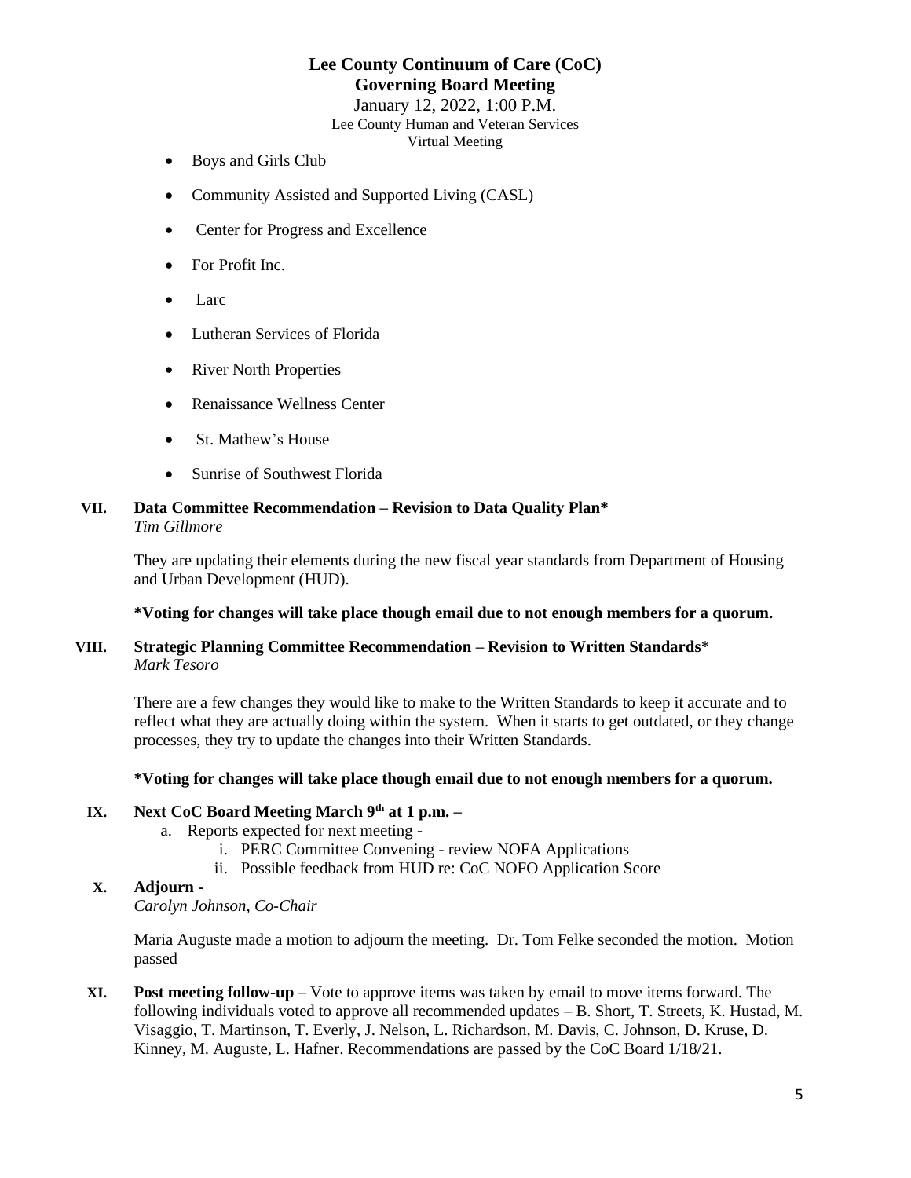**Lee County Continuum of Care (CoC)**
**Governing Board Meeting**
January 12, 2022, 1:00 P.M.
Lee County Human and Veteran Services
Virtual Meeting

- Boys and Girls Club
- Community Assisted and Supported Living (CASL)
- Center for Progress and Excellence
- For Profit Inc.
- Larc
- Lutheran Services of Florida
- River North Properties
- Renaissance Wellness Center
- St. Mathew's House
- Sunrise of Southwest Florida

**VII. Data Committee Recommendation – Revision to Data Quality Plan***
*Tim Gillmore*

They are updating their elements during the new fiscal year standards from Department of Housing and Urban Development (HUD).

**\*Voting for changes will take place though email due to not enough members for a quorum.**

**VIII. Strategic Planning Committee Recommendation – Revision to Written Standards***
*Mark Tesoro*

There are a few changes they would like to make to the Written Standards to keep it accurate and to reflect what they are actually doing within the system. When it starts to get outdated, or they change processes, they try to update the changes into their Written Standards.

**\*Voting for changes will take place though email due to not enough members for a quorum.**

**IX. Next CoC Board Meeting March 9th at 1 p.m. –**

a. Reports expected for next meeting -
   i. PERC Committee Convening - review NOFA Applications
   ii. Possible feedback from HUD re: CoC NOFO Application Score

**X. Adjourn** -
*Carolyn Johnson, Co-Chair*

Maria Auguste made a motion to adjourn the meeting. Dr. Tom Felke seconded the motion. Motion passed

**XI. Post meeting follow-up** – Vote to approve items was taken by email to move items forward. The following individuals voted to approve all recommended updates – B. Short, T. Streets, K. Hustad, M. Visaggio, T. Martinson, T. Everly, J. Nelson, L. Richardson, M. Davis, C. Johnson, D. Kruse, D. Kinney, M. Auguste, L. Hafner. Recommendations are passed by the CoC Board 1/18/21.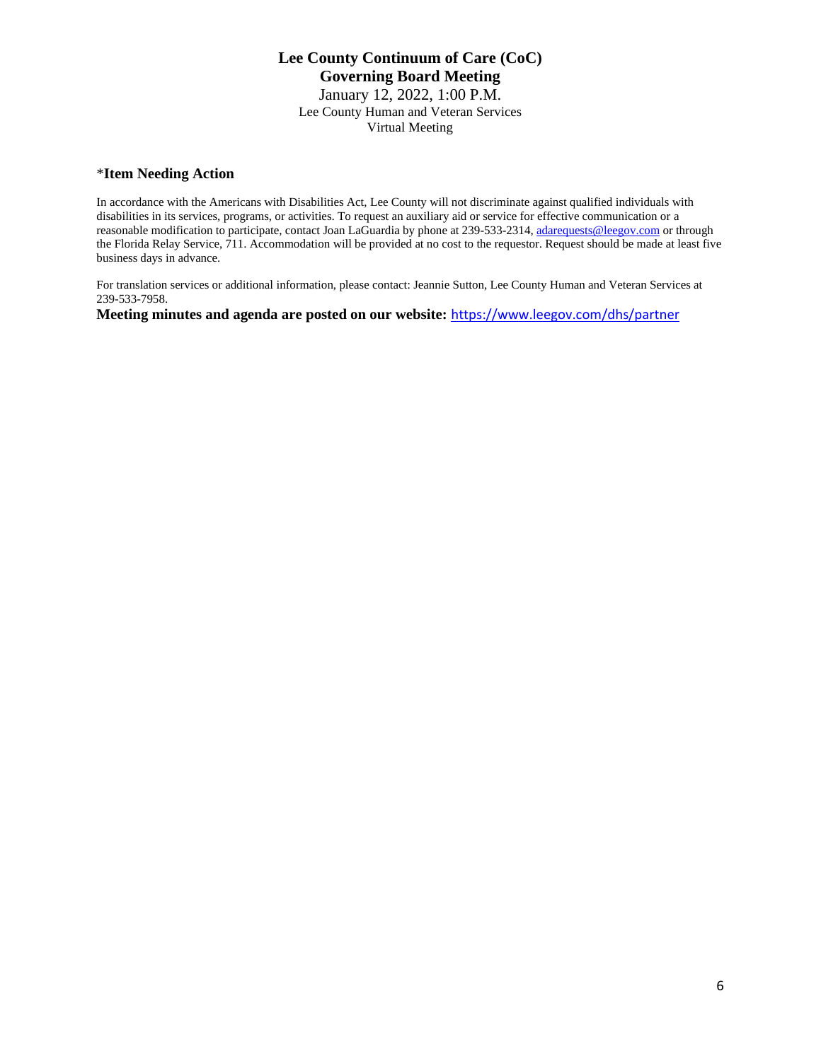**Lee County Continuum of Care (CoC)**
**Governing Board Meeting**
January 12, 2022, 1:00 P.M.
Lee County Human and Veteran Services
Virtual Meeting

### *Item Needing Action

In accordance with the Americans with Disabilities Act, Lee County will not discriminate against qualified individuals with disabilities in its services, programs, or activities. To request an auxiliary aid or service for effective communication or a reasonable modification to participate, contact Joan LaGuardia by phone at 239-533-2314, adarequests@leegov.com or through the Florida Relay Service, 711. Accommodation will be provided at no cost to the requestor. Request should be made at least five business days in advance.

For translation services or additional information, please contact: Jeannie Sutton, Lee County Human and Veteran Services at 239-533-7958.

**Meeting minutes and agenda are posted on our website:** https://www.leegov.com/dhs/partner